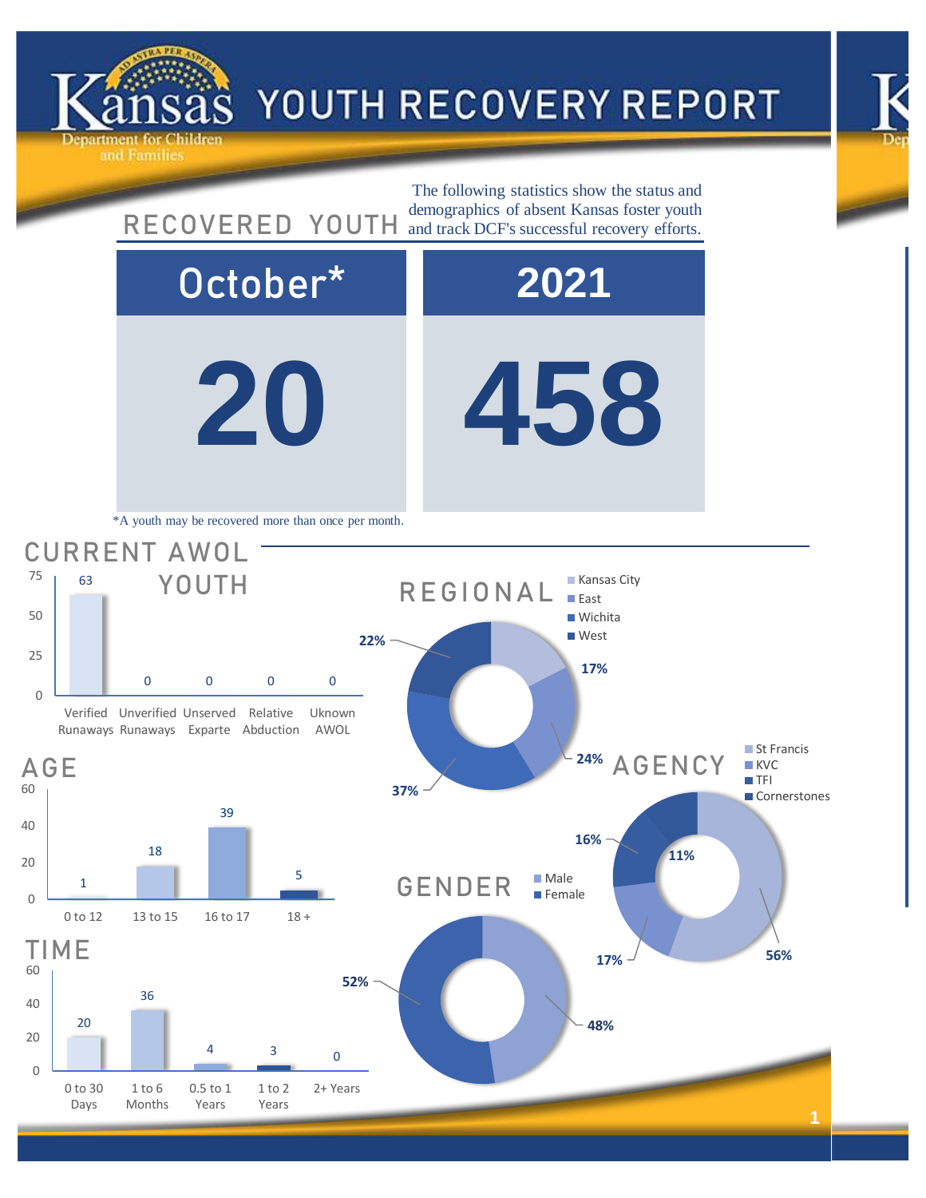# Kansas Department for Children and Families — YOUTH RECOVERY REPORT

## RECOVERED YOUTH

The following statistics show the status and demographics of absent Kansas foster youth and track DCF's successful recovery efforts.

| October* | 2021 |
|---|---|
| 20 | 458 |

*A youth may be recovered more than once per month.

## CURRENT AWOL YOUTH

| Category | Count |
|---|---|
| Verified Runaways | 63 |
| Unverified Runaways | 0 |
| Unserved Exparte | 0 |
| Relative Abduction | 0 |
| Uknown AWOL | 0 |

## REGIONAL

| Region | Percent |
|---|---|
| Kansas City | 17% |
| East | 24% |
| Wichita | 37% |
| West | 22% |

## AGE

| Age | Count |
|---|---|
| 0 to 12 | 1 |
| 13 to 15 | 18 |
| 16 to 17 | 39 |
| 18 + | 5 |

## AGENCY

| Agency | Percent |
|---|---|
| St Francis | 56% |
| KVC | 17% |
| TFI | 16% |
| Cornerstones | 11% |

## GENDER

| Gender | Percent |
|---|---|
| Male | 48% |
| Female | 52% |

## TIME

| Time | Count |
|---|---|
| 0 to 30 Days | 20 |
| 1 to 6 Months | 36 |
| 0.5 to 1 Years | 4 |
| 1 to 2 Years | 3 |
| 2+ Years | 0 |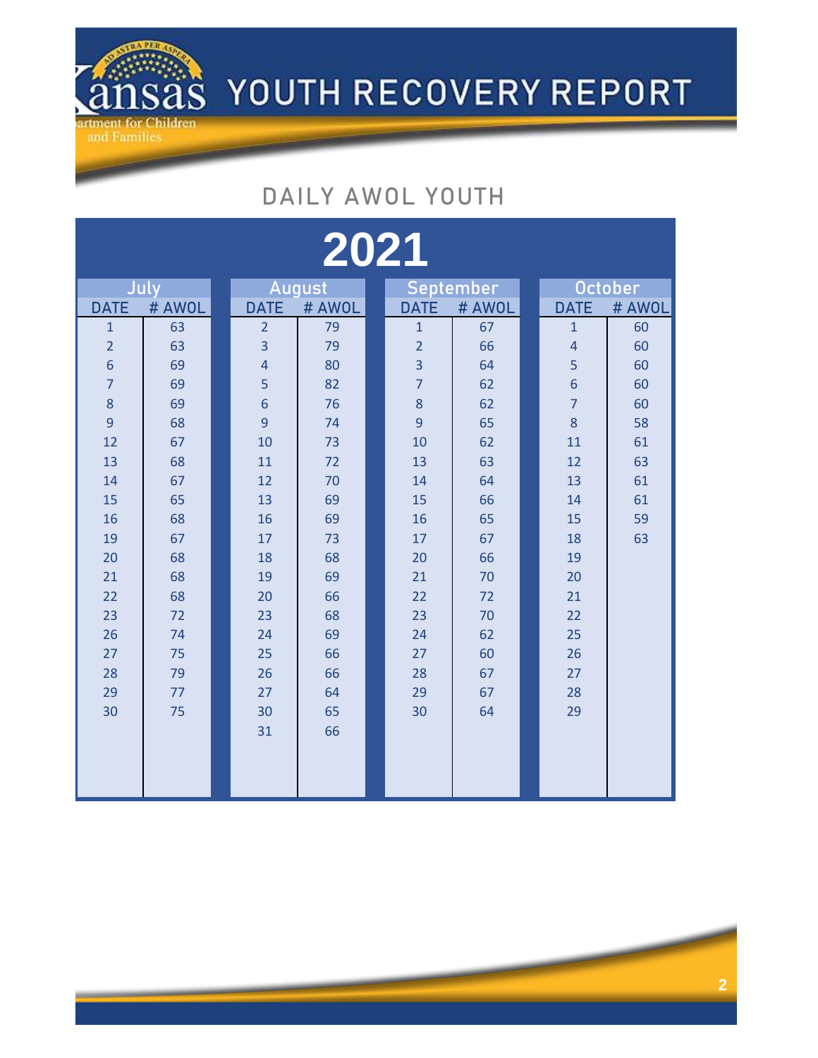# Kansas Department for Children and Families

# YOUTH RECOVERY REPORT

## DAILY AWOL YOUTH

## 2021

| July | | August | | September | | October | |
|---|---|---|---|---|---|---|---|
| DATE | # AWOL | DATE | # AWOL | DATE | # AWOL | DATE | # AWOL |
| 1 | 63 | 2 | 79 | 1 | 67 | 1 | 60 |
| 2 | 63 | 3 | 79 | 2 | 66 | 4 | 60 |
| 6 | 69 | 4 | 80 | 3 | 64 | 5 | 60 |
| 7 | 69 | 5 | 82 | 7 | 62 | 6 | 60 |
| 8 | 69 | 6 | 76 | 8 | 62 | 7 | 60 |
| 9 | 68 | 9 | 74 | 9 | 65 | 8 | 58 |
| 12 | 67 | 10 | 73 | 10 | 62 | 11 | 61 |
| 13 | 68 | 11 | 72 | 13 | 63 | 12 | 63 |
| 14 | 67 | 12 | 70 | 14 | 64 | 13 | 61 |
| 15 | 65 | 13 | 69 | 15 | 66 | 14 | 61 |
| 16 | 68 | 16 | 69 | 16 | 65 | 15 | 59 |
| 19 | 67 | 17 | 73 | 17 | 67 | 18 | 63 |
| 20 | 68 | 18 | 68 | 20 | 66 | 19 | |
| 21 | 68 | 19 | 69 | 21 | 70 | 20 | |
| 22 | 68 | 20 | 66 | 22 | 72 | 21 | |
| 23 | 72 | 23 | 68 | 23 | 70 | 22 | |
| 26 | 74 | 24 | 69 | 24 | 62 | 25 | |
| 27 | 75 | 25 | 66 | 27 | 60 | 26 | |
| 28 | 79 | 26 | 66 | 28 | 67 | 27 | |
| 29 | 77 | 27 | 64 | 29 | 67 | 28 | |
| 30 | 75 | 30 | 65 | 30 | 64 | 29 | |
| | | 31 | 66 | | | | |